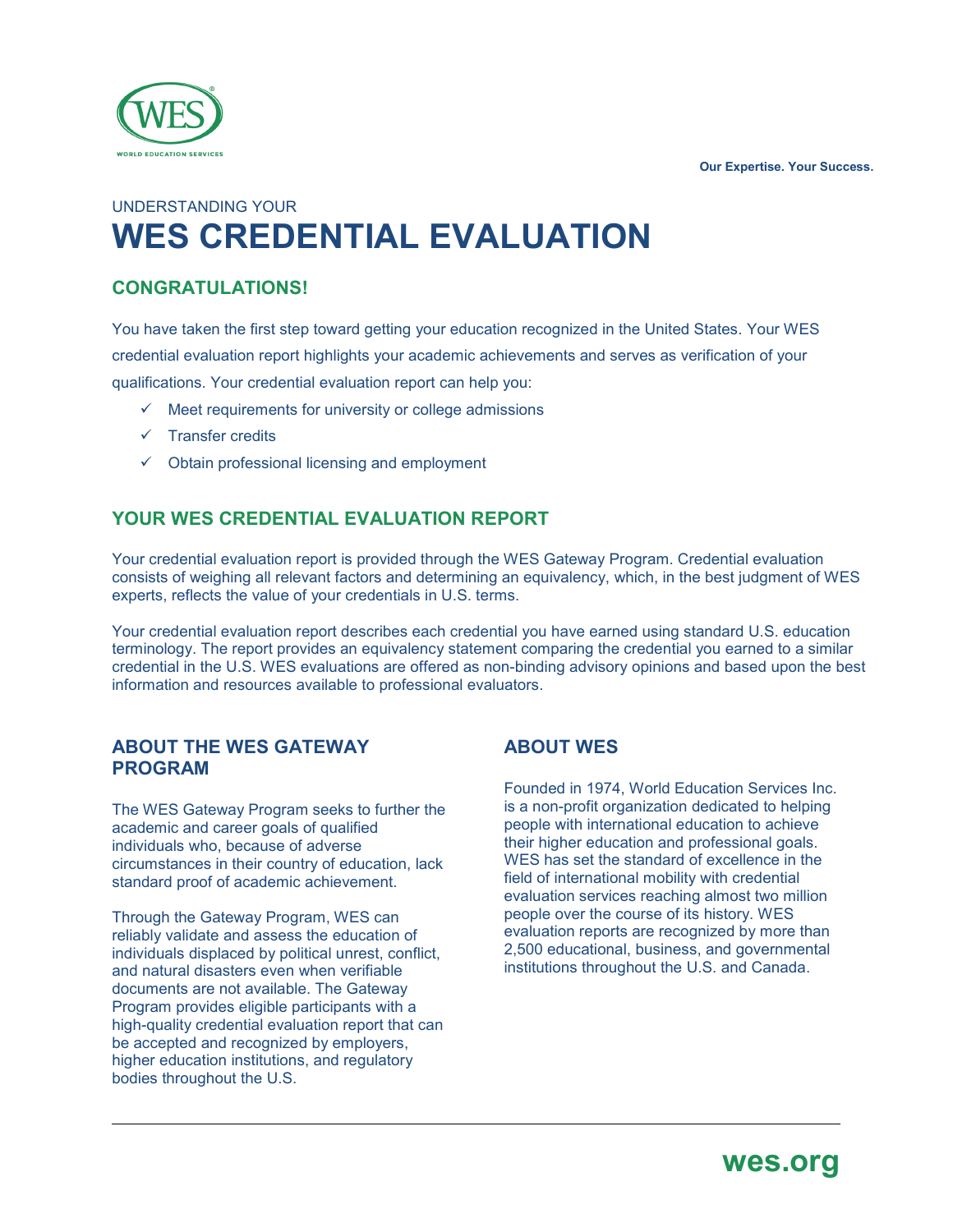WORLD EDUCATION SERVICES

Our Expertise. Your Success.

UNDERSTANDING YOUR

# WES CREDENTIAL EVALUATION

## CONGRATULATIONS!

You have taken the first step toward getting your education recognized in the United States. Your WES credential evaluation report highlights your academic achievements and serves as verification of your qualifications. Your credential evaluation report can help you:

- ✓ Meet requirements for university or college admissions
- ✓ Transfer credits
- ✓ Obtain professional licensing and employment

## YOUR WES CREDENTIAL EVALUATION REPORT

Your credential evaluation report is provided through the WES Gateway Program. Credential evaluation consists of weighing all relevant factors and determining an equivalency, which, in the best judgment of WES experts, reflects the value of your credentials in U.S. terms.

Your credential evaluation report describes each credential you have earned using standard U.S. education terminology. The report provides an equivalency statement comparing the credential you earned to a similar credential in the U.S. WES evaluations are offered as non-binding advisory opinions and based upon the best information and resources available to professional evaluators.

## ABOUT THE WES GATEWAY PROGRAM

The WES Gateway Program seeks to further the academic and career goals of qualified individuals who, because of adverse circumstances in their country of education, lack standard proof of academic achievement.

Through the Gateway Program, WES can reliably validate and assess the education of individuals displaced by political unrest, conflict, and natural disasters even when verifiable documents are not available. The Gateway Program provides eligible participants with a high-quality credential evaluation report that can be accepted and recognized by employers, higher education institutions, and regulatory bodies throughout the U.S.

## ABOUT WES

Founded in 1974, World Education Services Inc. is a non-profit organization dedicated to helping people with international education to achieve their higher education and professional goals. WES has set the standard of excellence in the field of international mobility with credential evaluation services reaching almost two million people over the course of its history. WES evaluation reports are recognized by more than 2,500 educational, business, and governmental institutions throughout the U.S. and Canada.

wes.org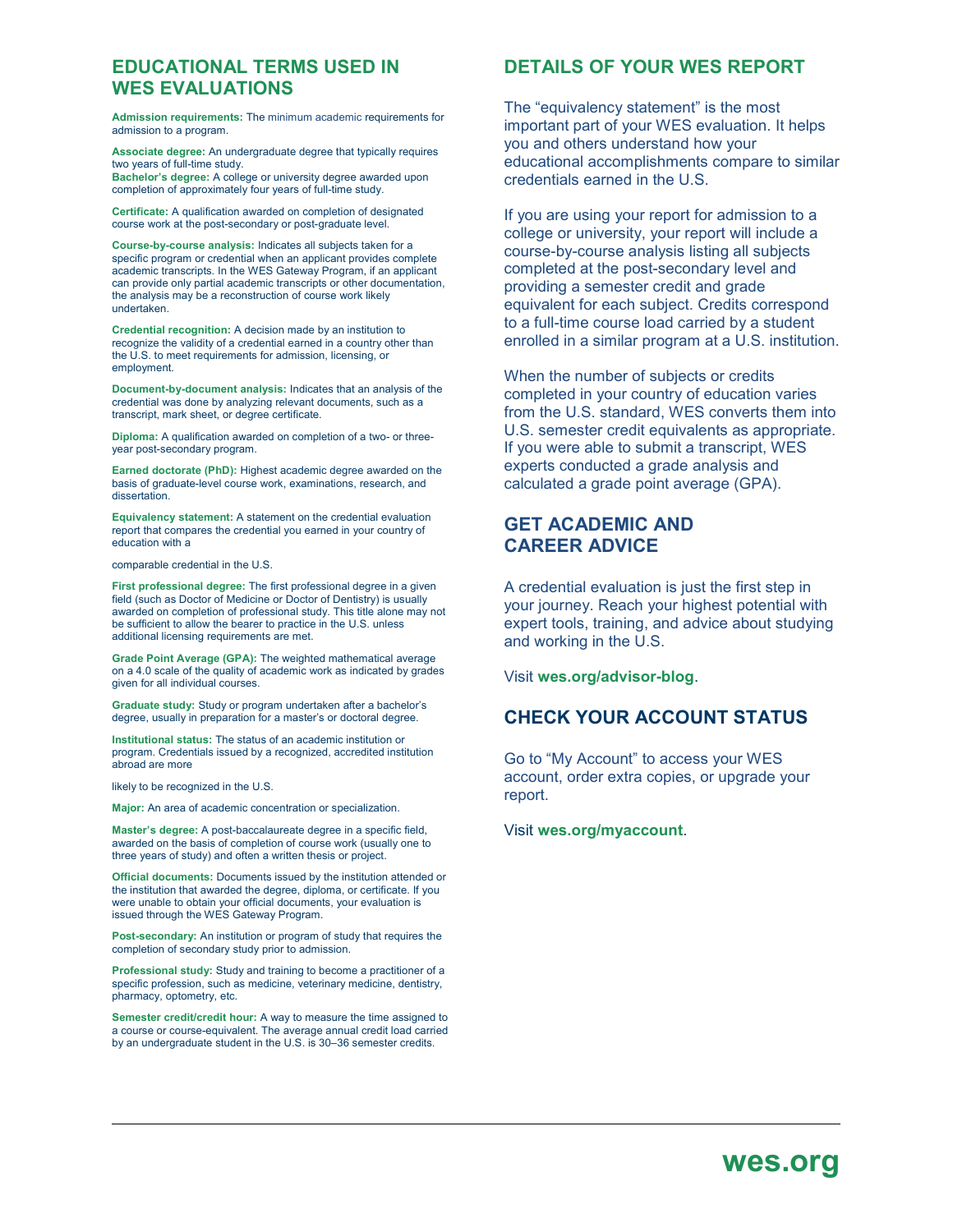## EDUCATIONAL TERMS USED IN WES EVALUATIONS

**Admission requirements:** The minimum academic requirements for admission to a program.

**Associate degree:** An undergraduate degree that typically requires two years of full-time study.

**Bachelor's degree:** A college or university degree awarded upon completion of approximately four years of full-time study.

**Certificate:** A qualification awarded on completion of designated course work at the post-secondary or post-graduate level.

**Course-by-course analysis:** Indicates all subjects taken for a specific program or credential when an applicant provides complete academic transcripts. In the WES Gateway Program, if an applicant can provide only partial academic transcripts or other documentation, the analysis may be a reconstruction of course work likely undertaken.

**Credential recognition:** A decision made by an institution to recognize the validity of a credential earned in a country other than the U.S. to meet requirements for admission, licensing, or employment.

**Document-by-document analysis:** Indicates that an analysis of the credential was done by analyzing relevant documents, such as a transcript, mark sheet, or degree certificate.

**Diploma:** A qualification awarded on completion of a two- or three-year post-secondary program.

**Earned doctorate (PhD):** Highest academic degree awarded on the basis of graduate-level course work, examinations, research, and dissertation.

**Equivalency statement:** A statement on the credential evaluation report that compares the credential you earned in your country of education with a comparable credential in the U.S.

**First professional degree:** The first professional degree in a given field (such as Doctor of Medicine or Doctor of Dentistry) is usually awarded on completion of professional study. This title alone may not be sufficient to allow the bearer to practice in the U.S. unless additional licensing requirements are met.

**Grade Point Average (GPA):** The weighted mathematical average on a 4.0 scale of the quality of academic work as indicated by grades given for all individual courses.

**Graduate study:** Study or program undertaken after a bachelor's degree, usually in preparation for a master's or doctoral degree.

**Institutional status:** The status of an academic institution or program. Credentials issued by a recognized, accredited institution abroad are more likely to be recognized in the U.S.

**Major:** An area of academic concentration or specialization.

**Master's degree:** A post-baccalaureate degree in a specific field, awarded on the basis of completion of course work (usually one to three years of study) and often a written thesis or project.

**Official documents:** Documents issued by the institution attended or the institution that awarded the degree, diploma, or certificate. If you were unable to obtain your official documents, your evaluation is issued through the WES Gateway Program.

**Post-secondary:** An institution or program of study that requires the completion of secondary study prior to admission.

**Professional study:** Study and training to become a practitioner of a specific profession, such as medicine, veterinary medicine, dentistry, pharmacy, optometry, etc.

**Semester credit/credit hour:** A way to measure the time assigned to a course or course-equivalent. The average annual credit load carried by an undergraduate student in the U.S. is 30–36 semester credits.

## DETAILS OF YOUR WES REPORT

The "equivalency statement" is the most important part of your WES evaluation. It helps you and others understand how your educational accomplishments compare to similar credentials earned in the U.S.

If you are using your report for admission to a college or university, your report will include a course-by-course analysis listing all subjects completed at the post-secondary level and providing a semester credit and grade equivalent for each subject. Credits correspond to a full-time course load carried by a student enrolled in a similar program at a U.S. institution.

When the number of subjects or credits completed in your country of education varies from the U.S. standard, WES converts them into U.S. semester credit equivalents as appropriate. If you were able to submit a transcript, WES experts conducted a grade analysis and calculated a grade point average (GPA).

## GET ACADEMIC AND CAREER ADVICE

A credential evaluation is just the first step in your journey. Reach your highest potential with expert tools, training, and advice about studying and working in the U.S.

Visit **wes.org/advisor-blog**.

## CHECK YOUR ACCOUNT STATUS

Go to "My Account" to access your WES account, order extra copies, or upgrade your report.

Visit **wes.org/myaccount**.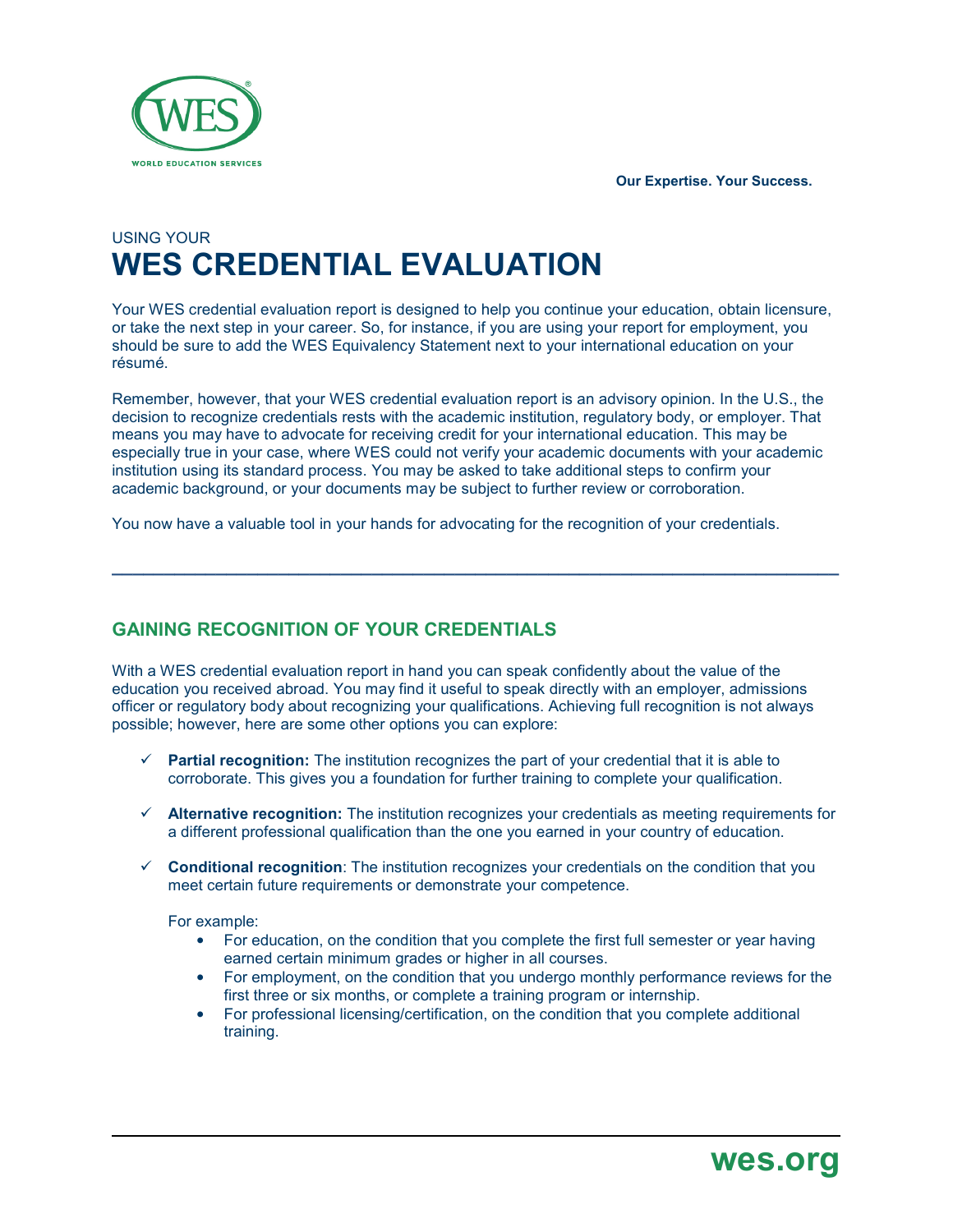Our Expertise. Your Success.

USING YOUR

# WES CREDENTIAL EVALUATION

Your WES credential evaluation report is designed to help you continue your education, obtain licensure, or take the next step in your career. So, for instance, if you are using your report for employment, you should be sure to add the WES Equivalency Statement next to your international education on your résumé.

Remember, however, that your WES credential evaluation report is an advisory opinion. In the U.S., the decision to recognize credentials rests with the academic institution, regulatory body, or employer. That means you may have to advocate for receiving credit for your international education. This may be especially true in your case, where WES could not verify your academic documents with your academic institution using its standard process. You may be asked to take additional steps to confirm your academic background, or your documents may be subject to further review or corroboration.

You now have a valuable tool in your hands for advocating for the recognition of your credentials.

---

## GAINING RECOGNITION OF YOUR CREDENTIALS

With a WES credential evaluation report in hand you can speak confidently about the value of the education you received abroad. You may find it useful to speak directly with an employer, admissions officer or regulatory body about recognizing your qualifications. Achieving full recognition is not always possible; however, here are some other options you can explore:

- ✓ **Partial recognition:** The institution recognizes the part of your credential that it is able to corroborate. This gives you a foundation for further training to complete your qualification.
- ✓ **Alternative recognition:** The institution recognizes your credentials as meeting requirements for a different professional qualification than the one you earned in your country of education.
- ✓ **Conditional recognition**: The institution recognizes your credentials on the condition that you meet certain future requirements or demonstrate your competence.

  For example:
  - For education, on the condition that you complete the first full semester or year having earned certain minimum grades or higher in all courses.
  - For employment, on the condition that you undergo monthly performance reviews for the first three or six months, or complete a training program or internship.
  - For professional licensing/certification, on the condition that you complete additional training.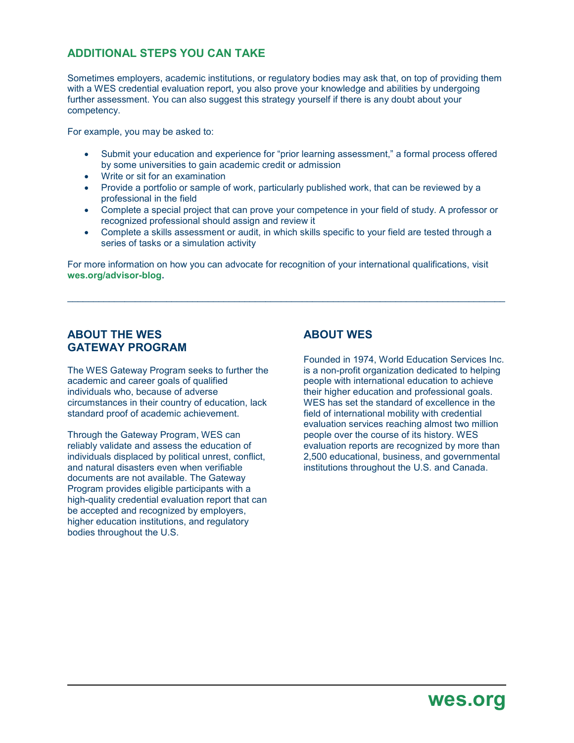## ADDITIONAL STEPS YOU CAN TAKE

Sometimes employers, academic institutions, or regulatory bodies may ask that, on top of providing them with a WES credential evaluation report, you also prove your knowledge and abilities by undergoing further assessment. You can also suggest this strategy yourself if there is any doubt about your competency.

For example, you may be asked to:

- Submit your education and experience for “prior learning assessment,” a formal process offered by some universities to gain academic credit or admission
- Write or sit for an examination
- Provide a portfolio or sample of work, particularly published work, that can be reviewed by a professional in the field
- Complete a special project that can prove your competence in your field of study. A professor or recognized professional should assign and review it
- Complete a skills assessment or audit, in which skills specific to your field are tested through a series of tasks or a simulation activity

For more information on how you can advocate for recognition of your international qualifications, visit **wes.org/advisor-blog.**

---

## ABOUT THE WES GATEWAY PROGRAM

The WES Gateway Program seeks to further the academic and career goals of qualified individuals who, because of adverse circumstances in their country of education, lack standard proof of academic achievement.

Through the Gateway Program, WES can reliably validate and assess the education of individuals displaced by political unrest, conflict, and natural disasters even when verifiable documents are not available. The Gateway Program provides eligible participants with a high-quality credential evaluation report that can be accepted and recognized by employers, higher education institutions, and regulatory bodies throughout the U.S.

## ABOUT WES

Founded in 1974, World Education Services Inc. is a non-profit organization dedicated to helping people with international education to achieve their higher education and professional goals. WES has set the standard of excellence in the field of international mobility with credential evaluation services reaching almost two million people over the course of its history. WES evaluation reports are recognized by more than 2,500 educational, business, and governmental institutions throughout the U.S. and Canada.